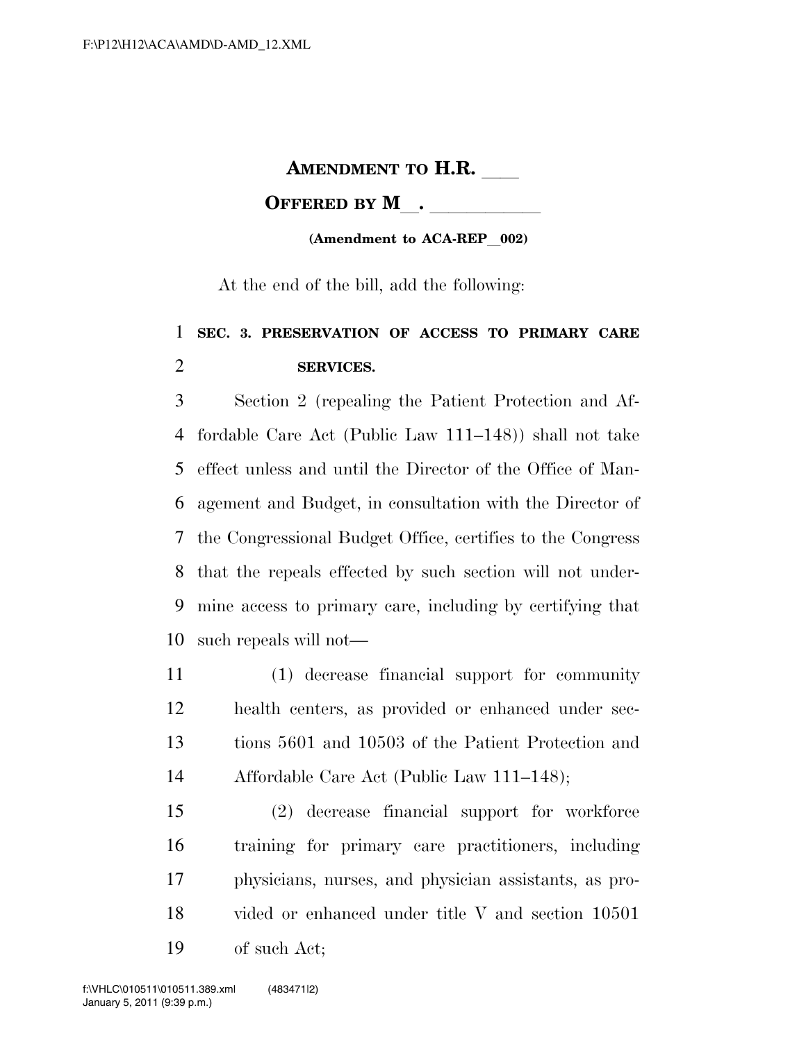**AMENDMENT TO H.R. \_\_\_\_**

**OFFERED BY M\_\_. \_\_\_\_\_\_\_\_\_\_\_\_**

**(Amendment to ACA-REP\_\_002)**

At the end of the bill, add the following:

**SEC. 3. PRESERVATION OF ACCESS TO PRIMARY CARE SERVICES.**

Section 2 (repealing the Patient Protection and Affordable Care Act (Public Law 111–148)) shall not take effect unless and until the Director of the Office of Management and Budget, in consultation with the Director of the Congressional Budget Office, certifies to the Congress that the repeals effected by such section will not undermine access to primary care, including by certifying that such repeals will not—

(1) decrease financial support for community health centers, as provided or enhanced under sections 5601 and 10503 of the Patient Protection and Affordable Care Act (Public Law 111–148);

(2) decrease financial support for workforce training for primary care practitioners, including physicians, nurses, and physician assistants, as provided or enhanced under title V and section 10501 of such Act;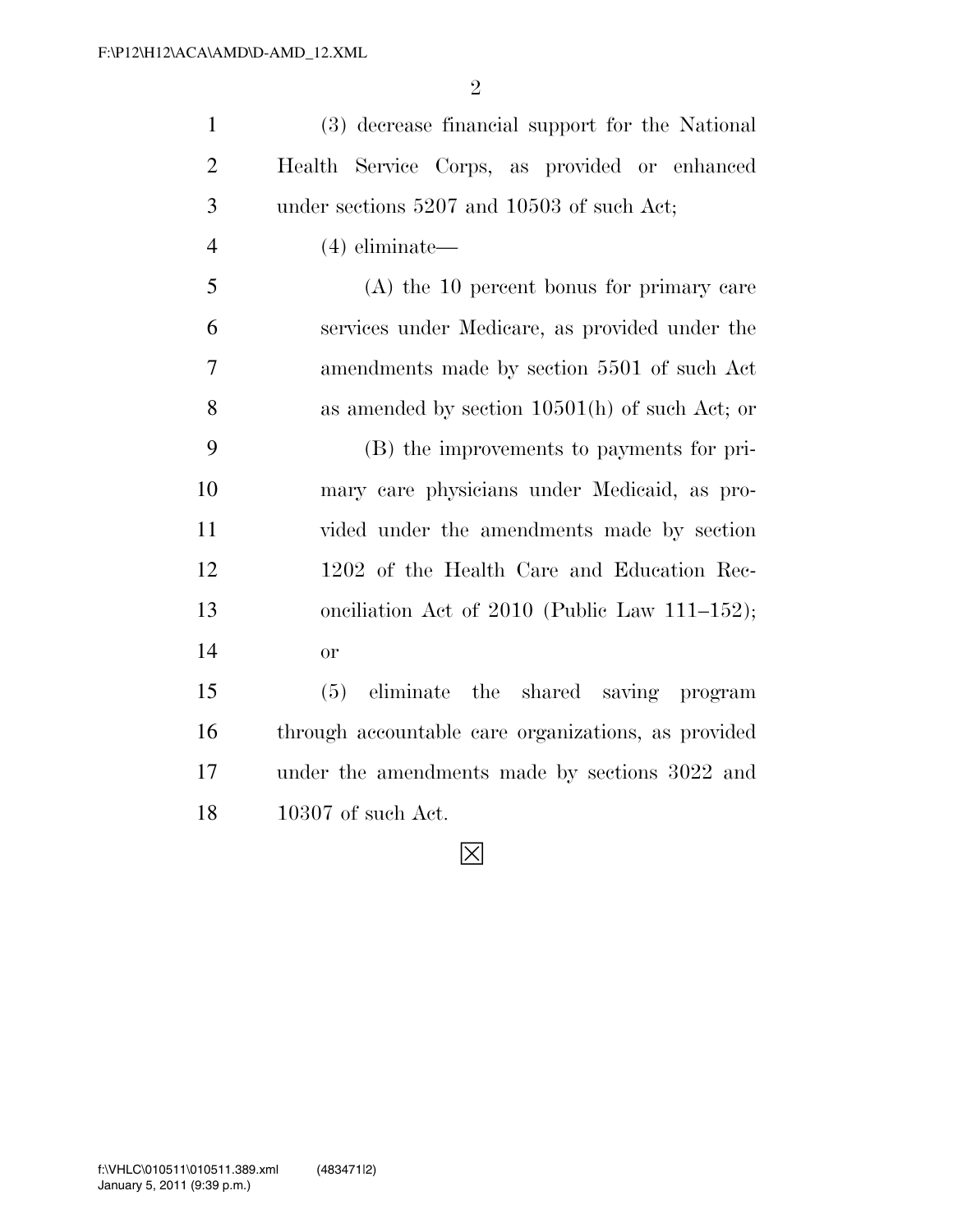(3) decrease financial support for the National Health Service Corps, as provided or enhanced under sections 5207 and 10503 of such Act;

(4) eliminate—

(A) the 10 percent bonus for primary care services under Medicare, as provided under the amendments made by section 5501 of such Act as amended by section 10501(h) of such Act; or

(B) the improvements to payments for primary care physicians under Medicaid, as provided under the amendments made by section 1202 of the Health Care and Education Reconciliation Act of 2010 (Public Law 111–152); or

(5) eliminate the shared saving program through accountable care organizations, as provided under the amendments made by sections 3022 and 10307 of such Act.